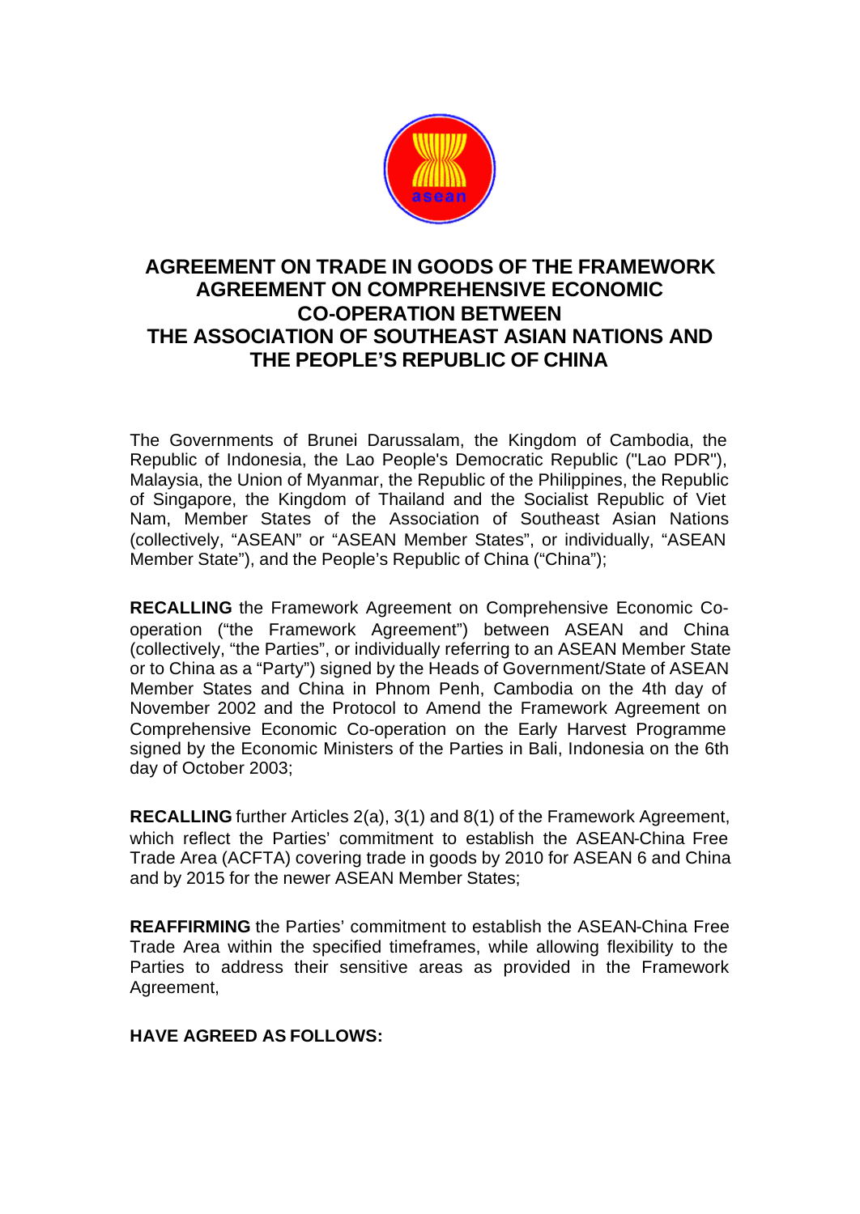# AGREEMENT ON TRADE IN GOODS OF THE FRAMEWORK AGREEMENT ON COMPREHENSIVE ECONOMIC CO-OPERATION BETWEEN THE ASSOCIATION OF SOUTHEAST ASIAN NATIONS AND THE PEOPLE'S REPUBLIC OF CHINA

The Governments of Brunei Darussalam, the Kingdom of Cambodia, the Republic of Indonesia, the Lao People's Democratic Republic ("Lao PDR"), Malaysia, the Union of Myanmar, the Republic of the Philippines, the Republic of Singapore, the Kingdom of Thailand and the Socialist Republic of Viet Nam, Member States of the Association of Southeast Asian Nations (collectively, "ASEAN" or "ASEAN Member States", or individually, "ASEAN Member State"), and the People's Republic of China ("China");

**RECALLING** the Framework Agreement on Comprehensive Economic Co-operation ("the Framework Agreement") between ASEAN and China (collectively, "the Parties", or individually referring to an ASEAN Member State or to China as a "Party") signed by the Heads of Government/State of ASEAN Member States and China in Phnom Penh, Cambodia on the 4th day of November 2002 and the Protocol to Amend the Framework Agreement on Comprehensive Economic Co-operation on the Early Harvest Programme signed by the Economic Ministers of the Parties in Bali, Indonesia on the 6th day of October 2003;

**RECALLING** further Articles 2(a), 3(1) and 8(1) of the Framework Agreement, which reflect the Parties' commitment to establish the ASEAN-China Free Trade Area (ACFTA) covering trade in goods by 2010 for ASEAN 6 and China and by 2015 for the newer ASEAN Member States;

**REAFFIRMING** the Parties' commitment to establish the ASEAN-China Free Trade Area within the specified timeframes, while allowing flexibility to the Parties to address their sensitive areas as provided in the Framework Agreement,

**HAVE AGREED AS FOLLOWS:**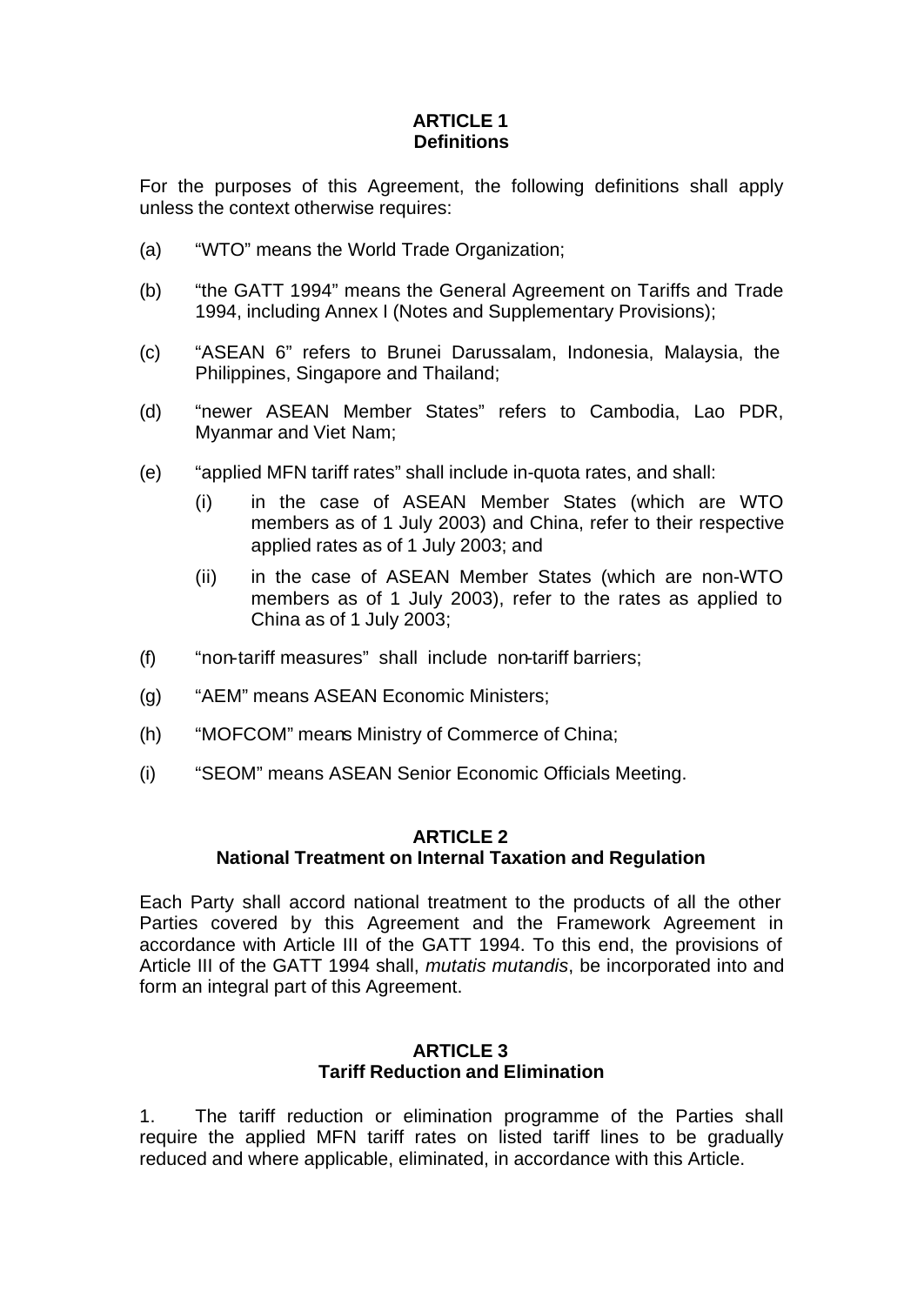## ARTICLE 1
## Definitions

For the purposes of this Agreement, the following definitions shall apply unless the context otherwise requires:

(a) "WTO" means the World Trade Organization;

(b) "the GATT 1994" means the General Agreement on Tariffs and Trade 1994, including Annex I (Notes and Supplementary Provisions);

(c) "ASEAN 6" refers to Brunei Darussalam, Indonesia, Malaysia, the Philippines, Singapore and Thailand;

(d) "newer ASEAN Member States" refers to Cambodia, Lao PDR, Myanmar and Viet Nam;

(e) "applied MFN tariff rates" shall include in-quota rates, and shall:

  (i) in the case of ASEAN Member States (which are WTO members as of 1 July 2003) and China, refer to their respective applied rates as of 1 July 2003; and

  (ii) in the case of ASEAN Member States (which are non-WTO members as of 1 July 2003), refer to the rates as applied to China as of 1 July 2003;

(f) "non-tariff measures" shall include non-tariff barriers;

(g) "AEM" means ASEAN Economic Ministers;

(h) "MOFCOM" means Ministry of Commerce of China;

(i) "SEOM" means ASEAN Senior Economic Officials Meeting.

## ARTICLE 2
## National Treatment on Internal Taxation and Regulation

Each Party shall accord national treatment to the products of all the other Parties covered by this Agreement and the Framework Agreement in accordance with Article III of the GATT 1994. To this end, the provisions of Article III of the GATT 1994 shall, *mutatis mutandis*, be incorporated into and form an integral part of this Agreement.

## ARTICLE 3
## Tariff Reduction and Elimination

1. The tariff reduction or elimination programme of the Parties shall require the applied MFN tariff rates on listed tariff lines to be gradually reduced and where applicable, eliminated, in accordance with this Article.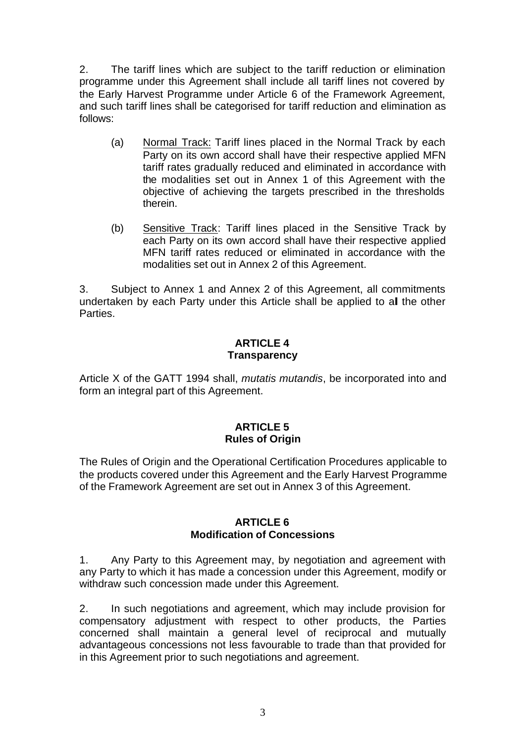2. The tariff lines which are subject to the tariff reduction or elimination programme under this Agreement shall include all tariff lines not covered by the Early Harvest Programme under Article 6 of the Framework Agreement, and such tariff lines shall be categorised for tariff reduction and elimination as follows:

   (a) Normal Track: Tariff lines placed in the Normal Track by each Party on its own accord shall have their respective applied MFN tariff rates gradually reduced and eliminated in accordance with the modalities set out in Annex 1 of this Agreement with the objective of achieving the targets prescribed in the thresholds therein.

   (b) Sensitive Track: Tariff lines placed in the Sensitive Track by each Party on its own accord shall have their respective applied MFN tariff rates reduced or eliminated in accordance with the modalities set out in Annex 2 of this Agreement.

3. Subject to Annex 1 and Annex 2 of this Agreement, all commitments undertaken by each Party under this Article shall be applied to all the other Parties.

## ARTICLE 4
## Transparency

Article X of the GATT 1994 shall, *mutatis mutandis*, be incorporated into and form an integral part of this Agreement.

## ARTICLE 5
## Rules of Origin

The Rules of Origin and the Operational Certification Procedures applicable to the products covered under this Agreement and the Early Harvest Programme of the Framework Agreement are set out in Annex 3 of this Agreement.

## ARTICLE 6
## Modification of Concessions

1. Any Party to this Agreement may, by negotiation and agreement with any Party to which it has made a concession under this Agreement, modify or withdraw such concession made under this Agreement.

2. In such negotiations and agreement, which may include provision for compensatory adjustment with respect to other products, the Parties concerned shall maintain a general level of reciprocal and mutually advantageous concessions not less favourable to trade than that provided for in this Agreement prior to such negotiations and agreement.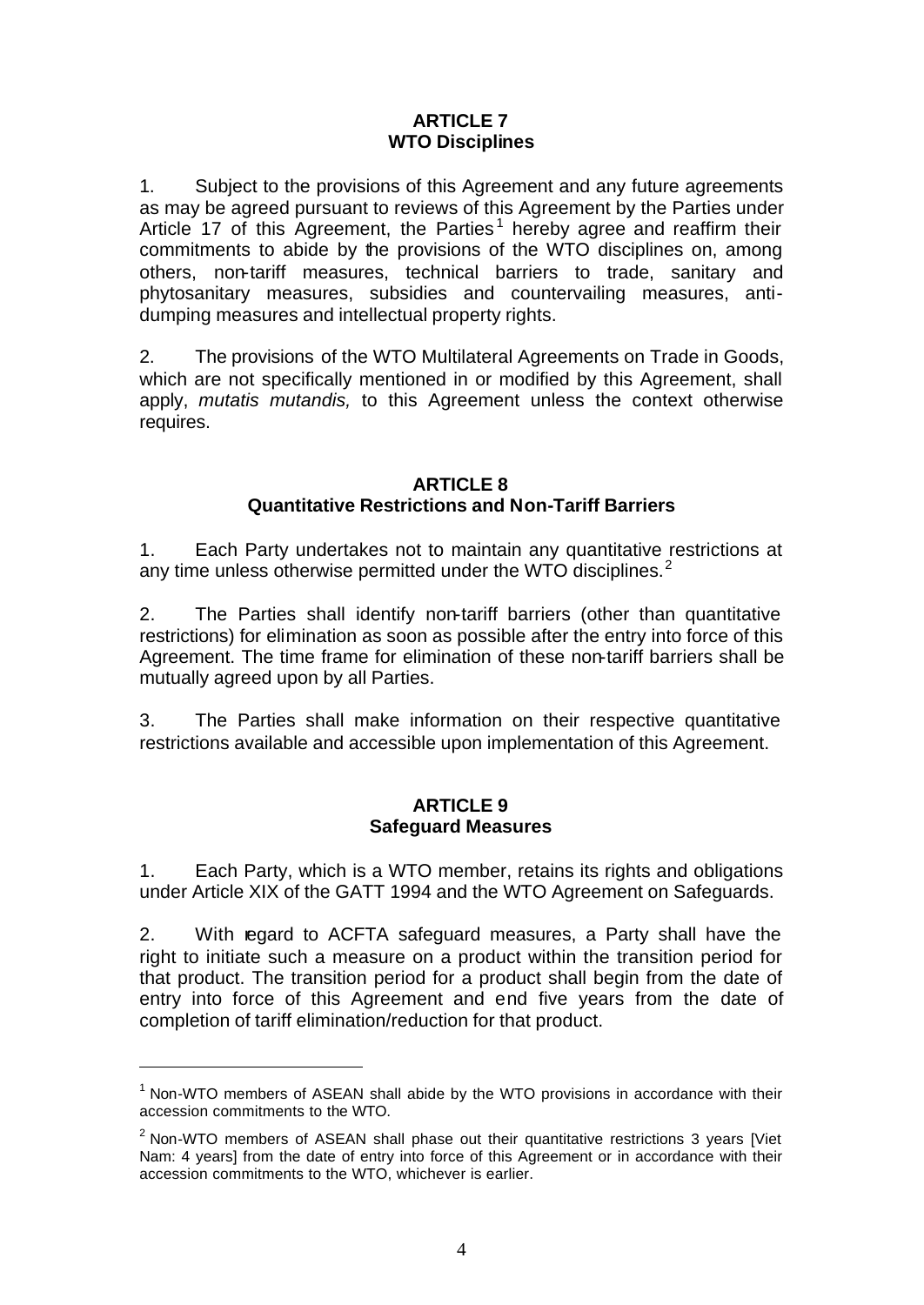## ARTICLE 7
## WTO Disciplines

1. Subject to the provisions of this Agreement and any future agreements as may be agreed pursuant to reviews of this Agreement by the Parties under Article 17 of this Agreement, the Parties[1] hereby agree and reaffirm their commitments to abide by the provisions of the WTO disciplines on, among others, non-tariff measures, technical barriers to trade, sanitary and phytosanitary measures, subsidies and countervailing measures, anti-dumping measures and intellectual property rights.

2. The provisions of the WTO Multilateral Agreements on Trade in Goods, which are not specifically mentioned in or modified by this Agreement, shall apply, *mutatis mutandis,* to this Agreement unless the context otherwise requires.

## ARTICLE 8
## Quantitative Restrictions and Non-Tariff Barriers

1. Each Party undertakes not to maintain any quantitative restrictions at any time unless otherwise permitted under the WTO disciplines.[2]

2. The Parties shall identify non-tariff barriers (other than quantitative restrictions) for elimination as soon as possible after the entry into force of this Agreement. The time frame for elimination of these non-tariff barriers shall be mutually agreed upon by all Parties.

3. The Parties shall make information on their respective quantitative restrictions available and accessible upon implementation of this Agreement.

## ARTICLE 9
## Safeguard Measures

1. Each Party, which is a WTO member, retains its rights and obligations under Article XIX of the GATT 1994 and the WTO Agreement on Safeguards.

2. With regard to ACFTA safeguard measures, a Party shall have the right to initiate such a measure on a product within the transition period for that product. The transition period for a product shall begin from the date of entry into force of this Agreement and end five years from the date of completion of tariff elimination/reduction for that product.

---

[1] Non-WTO members of ASEAN shall abide by the WTO provisions in accordance with their accession commitments to the WTO.

[2] Non-WTO members of ASEAN shall phase out their quantitative restrictions 3 years [Viet Nam: 4 years] from the date of entry into force of this Agreement or in accordance with their accession commitments to the WTO, whichever is earlier.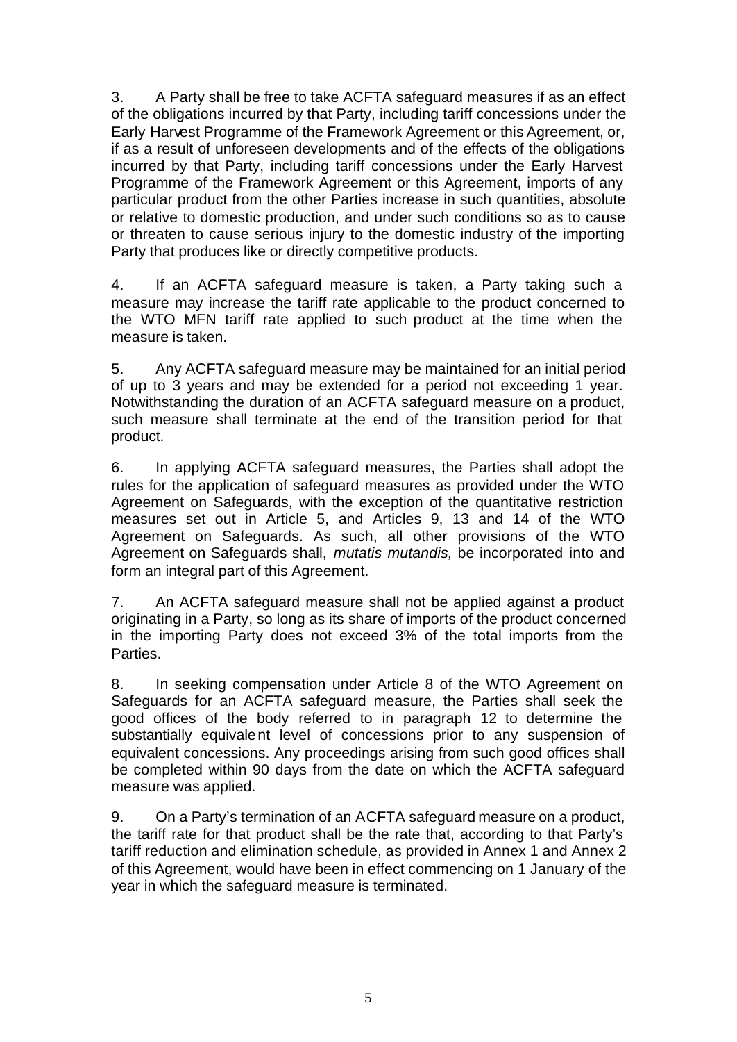3. A Party shall be free to take ACFTA safeguard measures if as an effect of the obligations incurred by that Party, including tariff concessions under the Early Harvest Programme of the Framework Agreement or this Agreement, or, if as a result of unforeseen developments and of the effects of the obligations incurred by that Party, including tariff concessions under the Early Harvest Programme of the Framework Agreement or this Agreement, imports of any particular product from the other Parties increase in such quantities, absolute or relative to domestic production, and under such conditions so as to cause or threaten to cause serious injury to the domestic industry of the importing Party that produces like or directly competitive products.

4. If an ACFTA safeguard measure is taken, a Party taking such a measure may increase the tariff rate applicable to the product concerned to the WTO MFN tariff rate applied to such product at the time when the measure is taken.

5. Any ACFTA safeguard measure may be maintained for an initial period of up to 3 years and may be extended for a period not exceeding 1 year. Notwithstanding the duration of an ACFTA safeguard measure on a product, such measure shall terminate at the end of the transition period for that product.

6. In applying ACFTA safeguard measures, the Parties shall adopt the rules for the application of safeguard measures as provided under the WTO Agreement on Safeguards, with the exception of the quantitative restriction measures set out in Article 5, and Articles 9, 13 and 14 of the WTO Agreement on Safeguards. As such, all other provisions of the WTO Agreement on Safeguards shall, *mutatis mutandis,* be incorporated into and form an integral part of this Agreement.

7. An ACFTA safeguard measure shall not be applied against a product originating in a Party, so long as its share of imports of the product concerned in the importing Party does not exceed 3% of the total imports from the Parties.

8. In seeking compensation under Article 8 of the WTO Agreement on Safeguards for an ACFTA safeguard measure, the Parties shall seek the good offices of the body referred to in paragraph 12 to determine the substantially equivalent level of concessions prior to any suspension of equivalent concessions. Any proceedings arising from such good offices shall be completed within 90 days from the date on which the ACFTA safeguard measure was applied.

9. On a Party's termination of an ACFTA safeguard measure on a product, the tariff rate for that product shall be the rate that, according to that Party's tariff reduction and elimination schedule, as provided in Annex 1 and Annex 2 of this Agreement, would have been in effect commencing on 1 January of the year in which the safeguard measure is terminated.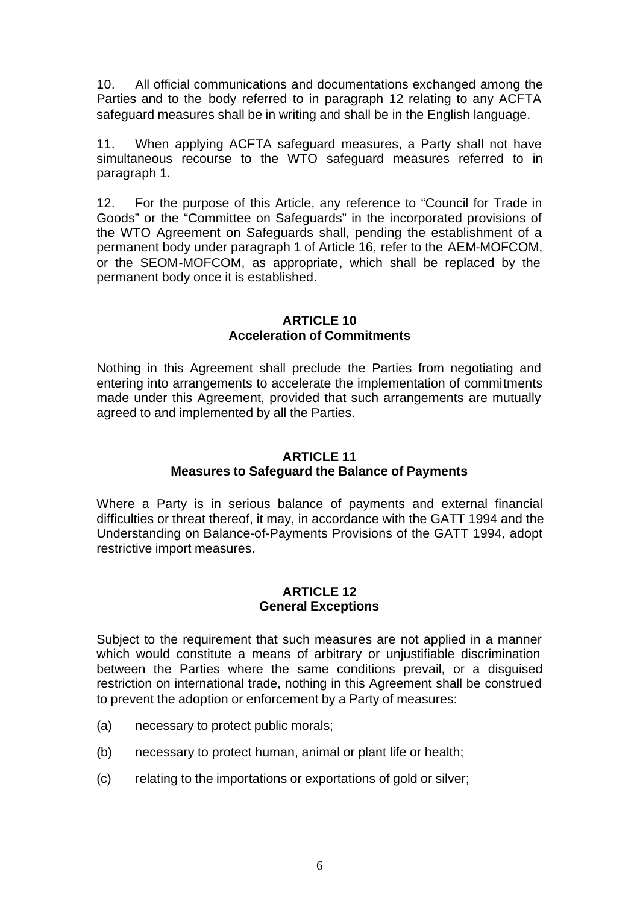10. All official communications and documentations exchanged among the Parties and to the body referred to in paragraph 12 relating to any ACFTA safeguard measures shall be in writing and shall be in the English language.

11. When applying ACFTA safeguard measures, a Party shall not have simultaneous recourse to the WTO safeguard measures referred to in paragraph 1.

12. For the purpose of this Article, any reference to "Council for Trade in Goods" or the "Committee on Safeguards" in the incorporated provisions of the WTO Agreement on Safeguards shall, pending the establishment of a permanent body under paragraph 1 of Article 16, refer to the AEM-MOFCOM, or the SEOM-MOFCOM, as appropriate, which shall be replaced by the permanent body once it is established.

## ARTICLE 10
## Acceleration of Commitments

Nothing in this Agreement shall preclude the Parties from negotiating and entering into arrangements to accelerate the implementation of commitments made under this Agreement, provided that such arrangements are mutually agreed to and implemented by all the Parties.

## ARTICLE 11
## Measures to Safeguard the Balance of Payments

Where a Party is in serious balance of payments and external financial difficulties or threat thereof, it may, in accordance with the GATT 1994 and the Understanding on Balance-of-Payments Provisions of the GATT 1994, adopt restrictive import measures.

## ARTICLE 12
## General Exceptions

Subject to the requirement that such measures are not applied in a manner which would constitute a means of arbitrary or unjustifiable discrimination between the Parties where the same conditions prevail, or a disguised restriction on international trade, nothing in this Agreement shall be construed to prevent the adoption or enforcement by a Party of measures:

(a) necessary to protect public morals;

(b) necessary to protect human, animal or plant life or health;

(c) relating to the importations or exportations of gold or silver;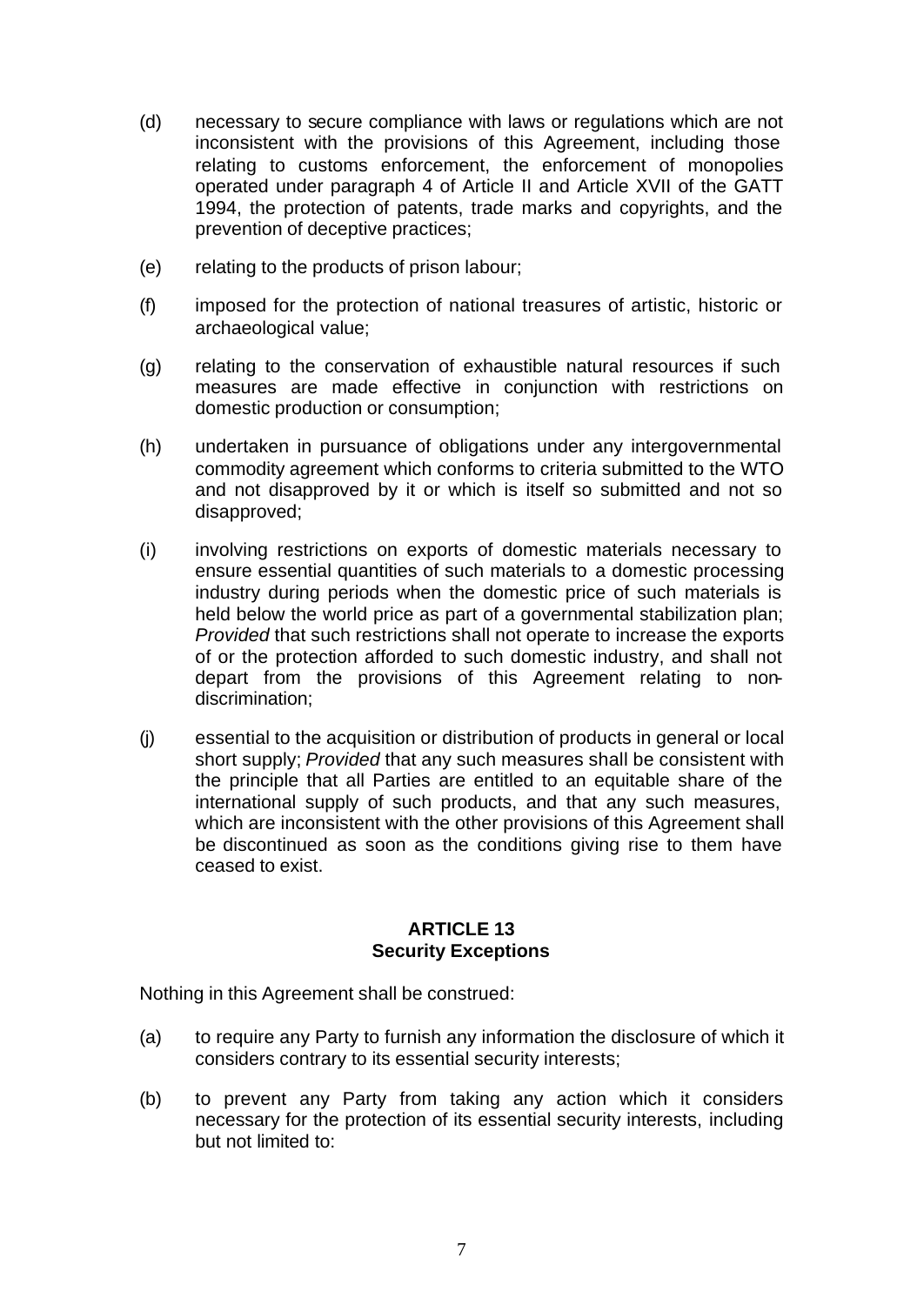(d) necessary to secure compliance with laws or regulations which are not inconsistent with the provisions of this Agreement, including those relating to customs enforcement, the enforcement of monopolies operated under paragraph 4 of Article II and Article XVII of the GATT 1994, the protection of patents, trade marks and copyrights, and the prevention of deceptive practices;

(e) relating to the products of prison labour;

(f) imposed for the protection of national treasures of artistic, historic or archaeological value;

(g) relating to the conservation of exhaustible natural resources if such measures are made effective in conjunction with restrictions on domestic production or consumption;

(h) undertaken in pursuance of obligations under any intergovernmental commodity agreement which conforms to criteria submitted to the WTO and not disapproved by it or which is itself so submitted and not so disapproved;

(i) involving restrictions on exports of domestic materials necessary to ensure essential quantities of such materials to a domestic processing industry during periods when the domestic price of such materials is held below the world price as part of a governmental stabilization plan; *Provided* that such restrictions shall not operate to increase the exports of or the protection afforded to such domestic industry, and shall not depart from the provisions of this Agreement relating to non-discrimination;

(j) essential to the acquisition or distribution of products in general or local short supply; *Provided* that any such measures shall be consistent with the principle that all Parties are entitled to an equitable share of the international supply of such products, and that any such measures, which are inconsistent with the other provisions of this Agreement shall be discontinued as soon as the conditions giving rise to them have ceased to exist.

## ARTICLE 13
## Security Exceptions

Nothing in this Agreement shall be construed:

(a) to require any Party to furnish any information the disclosure of which it considers contrary to its essential security interests;

(b) to prevent any Party from taking any action which it considers necessary for the protection of its essential security interests, including but not limited to: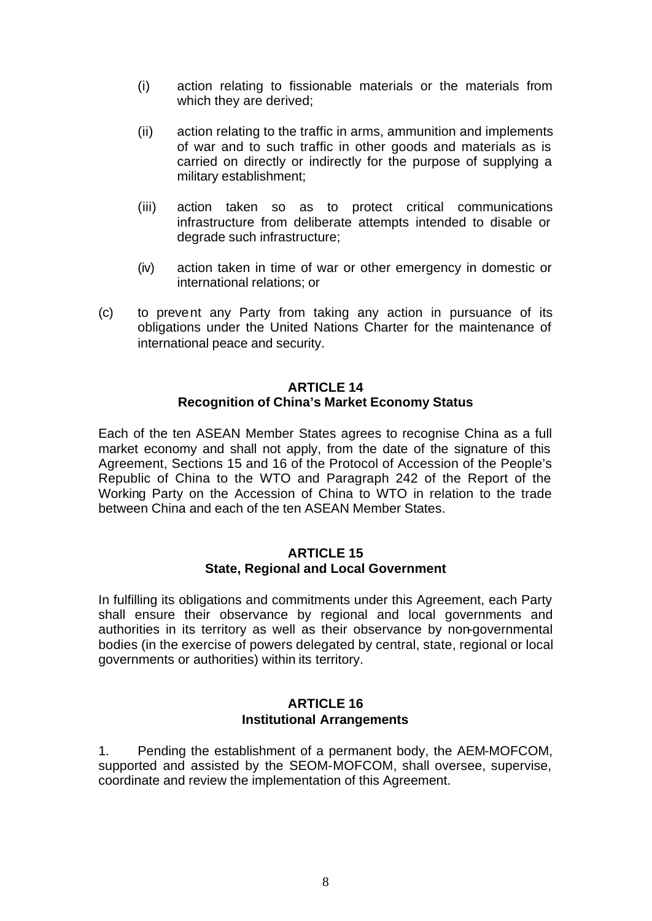(i) action relating to fissionable materials or the materials from which they are derived;

(ii) action relating to the traffic in arms, ammunition and implements of war and to such traffic in other goods and materials as is carried on directly or indirectly for the purpose of supplying a military establishment;

(iii) action taken so as to protect critical communications infrastructure from deliberate attempts intended to disable or degrade such infrastructure;

(iv) action taken in time of war or other emergency in domestic or international relations; or

(c) to prevent any Party from taking any action in pursuance of its obligations under the United Nations Charter for the maintenance of international peace and security.

## ARTICLE 14
### Recognition of China's Market Economy Status

Each of the ten ASEAN Member States agrees to recognise China as a full market economy and shall not apply, from the date of the signature of this Agreement, Sections 15 and 16 of the Protocol of Accession of the People's Republic of China to the WTO and Paragraph 242 of the Report of the Working Party on the Accession of China to WTO in relation to the trade between China and each of the ten ASEAN Member States.

## ARTICLE 15
### State, Regional and Local Government

In fulfilling its obligations and commitments under this Agreement, each Party shall ensure their observance by regional and local governments and authorities in its territory as well as their observance by non-governmental bodies (in the exercise of powers delegated by central, state, regional or local governments or authorities) within its territory.

## ARTICLE 16
### Institutional Arrangements

1. Pending the establishment of a permanent body, the AEM-MOFCOM, supported and assisted by the SEOM-MOFCOM, shall oversee, supervise, coordinate and review the implementation of this Agreement.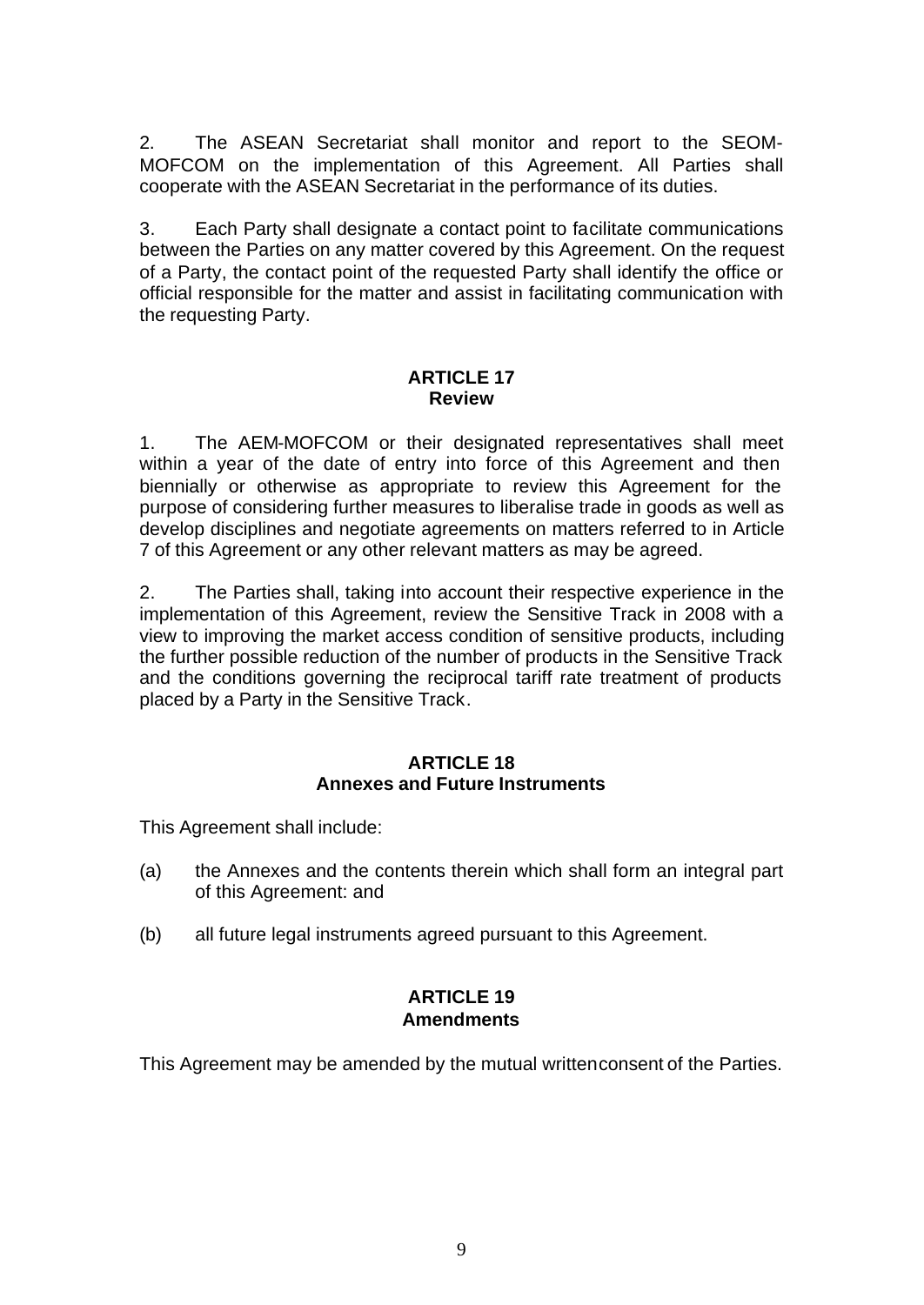2. The ASEAN Secretariat shall monitor and report to the SEOM-MOFCOM on the implementation of this Agreement. All Parties shall cooperate with the ASEAN Secretariat in the performance of its duties.

3. Each Party shall designate a contact point to facilitate communications between the Parties on any matter covered by this Agreement. On the request of a Party, the contact point of the requested Party shall identify the office or official responsible for the matter and assist in facilitating communication with the requesting Party.

## ARTICLE 17
## Review

1. The AEM-MOFCOM or their designated representatives shall meet within a year of the date of entry into force of this Agreement and then biennially or otherwise as appropriate to review this Agreement for the purpose of considering further measures to liberalise trade in goods as well as develop disciplines and negotiate agreements on matters referred to in Article 7 of this Agreement or any other relevant matters as may be agreed.

2. The Parties shall, taking into account their respective experience in the implementation of this Agreement, review the Sensitive Track in 2008 with a view to improving the market access condition of sensitive products, including the further possible reduction of the number of products in the Sensitive Track and the conditions governing the reciprocal tariff rate treatment of products placed by a Party in the Sensitive Track.

## ARTICLE 18
## Annexes and Future Instruments

This Agreement shall include:

(a) the Annexes and the contents therein which shall form an integral part of this Agreement: and

(b) all future legal instruments agreed pursuant to this Agreement.

## ARTICLE 19
## Amendments

This Agreement may be amended by the mutual writtenconsent of the Parties.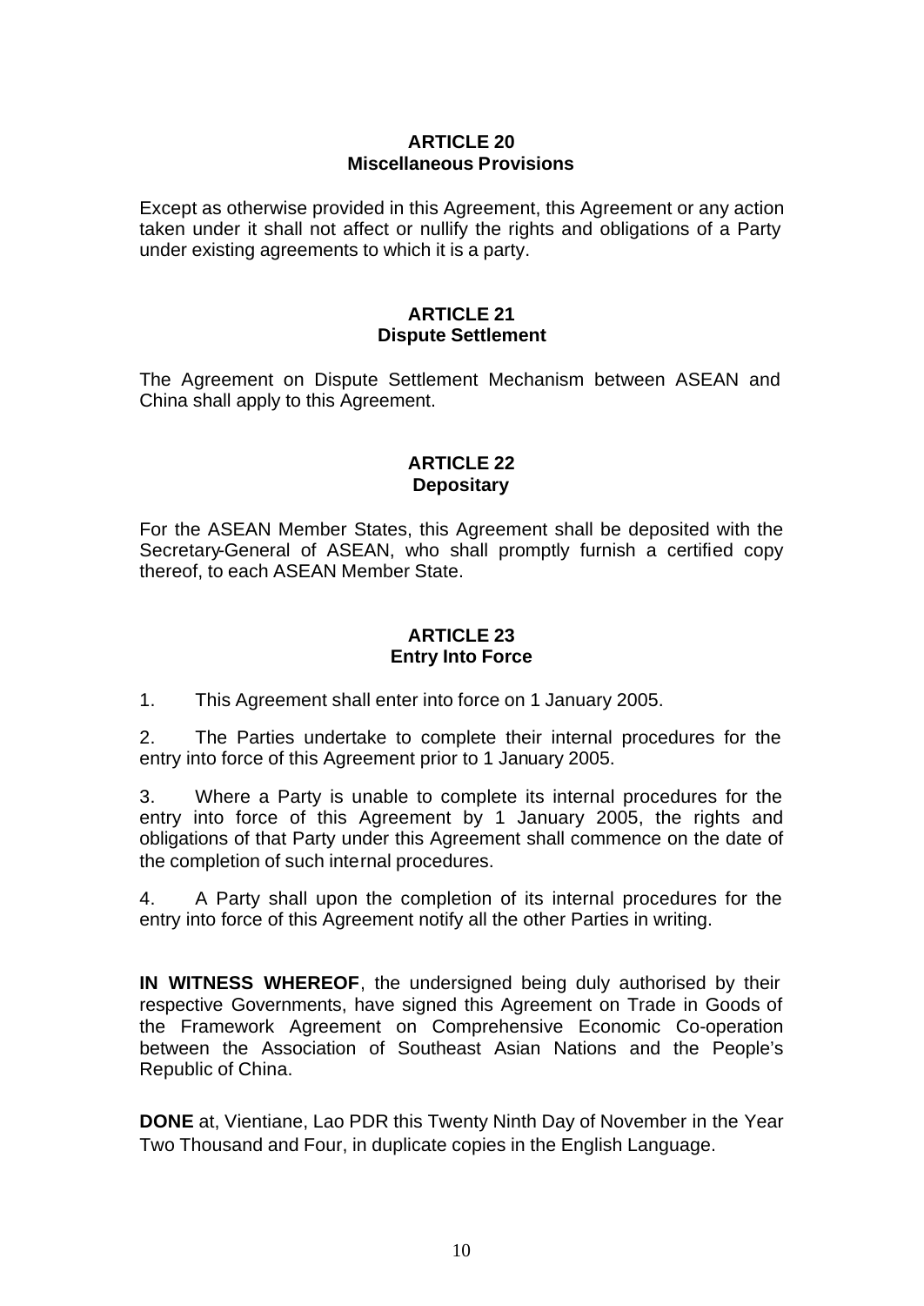## ARTICLE 20
## Miscellaneous Provisions

Except as otherwise provided in this Agreement, this Agreement or any action taken under it shall not affect or nullify the rights and obligations of a Party under existing agreements to which it is a party.

## ARTICLE 21
## Dispute Settlement

The Agreement on Dispute Settlement Mechanism between ASEAN and China shall apply to this Agreement.

## ARTICLE 22
## Depositary

For the ASEAN Member States, this Agreement shall be deposited with the Secretary-General of ASEAN, who shall promptly furnish a certified copy thereof, to each ASEAN Member State.

## ARTICLE 23
## Entry Into Force

1. This Agreement shall enter into force on 1 January 2005.

2. The Parties undertake to complete their internal procedures for the entry into force of this Agreement prior to 1 January 2005.

3. Where a Party is unable to complete its internal procedures for the entry into force of this Agreement by 1 January 2005, the rights and obligations of that Party under this Agreement shall commence on the date of the completion of such internal procedures.

4. A Party shall upon the completion of its internal procedures for the entry into force of this Agreement notify all the other Parties in writing.

**IN WITNESS WHEREOF**, the undersigned being duly authorised by their respective Governments, have signed this Agreement on Trade in Goods of the Framework Agreement on Comprehensive Economic Co-operation between the Association of Southeast Asian Nations and the People's Republic of China.

**DONE** at, Vientiane, Lao PDR this Twenty Ninth Day of November in the Year Two Thousand and Four, in duplicate copies in the English Language.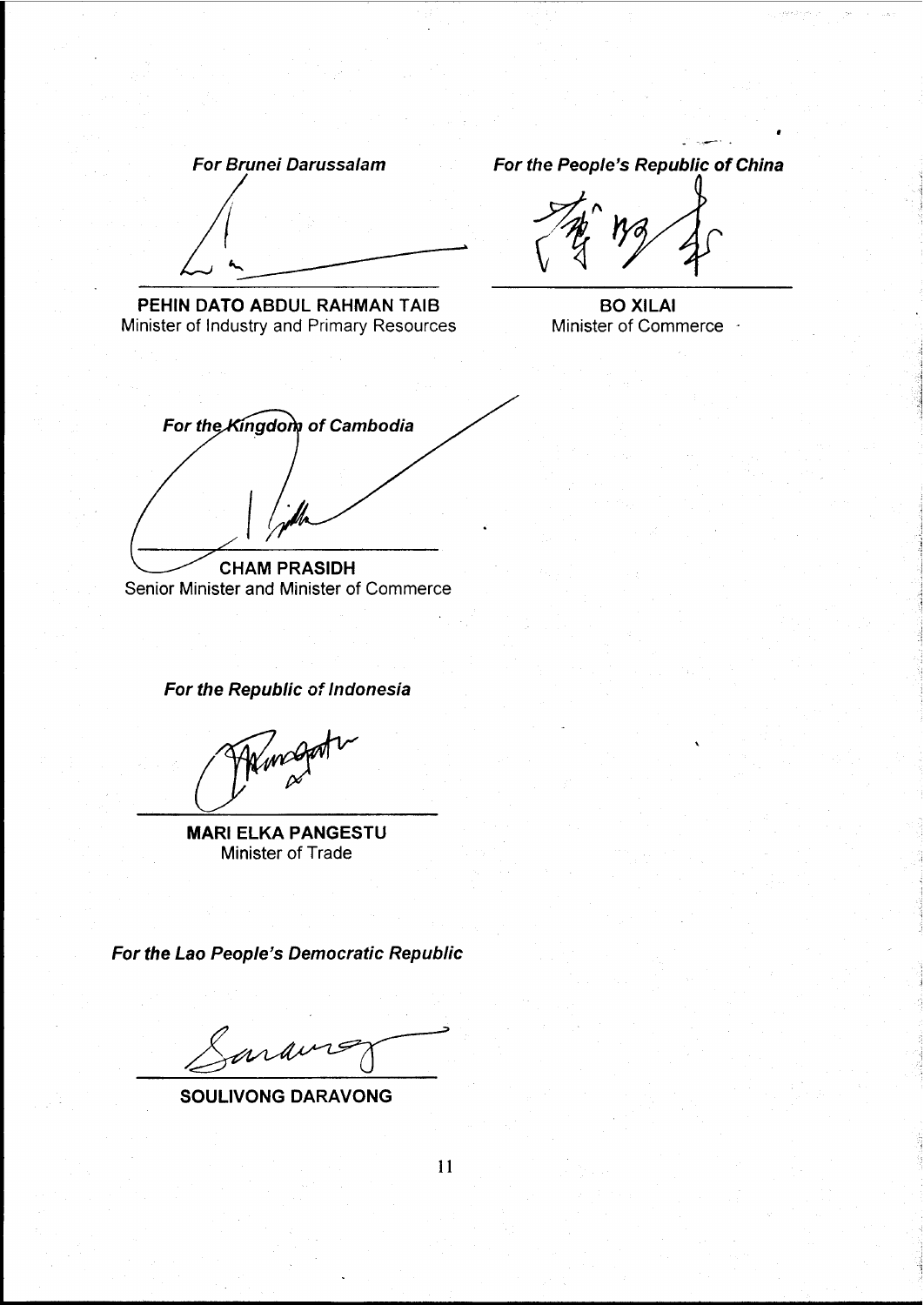*For Brunei Darussalam*

**PEHIN DATO ABDUL RAHMAN TAIB**
Minister of Industry and Primary Resources

*For the People's Republic of China*

**BO XILAI**
Minister of Commerce

*For the Kingdom of Cambodia*

**CHAM PRASIDH**
Senior Minister and Minister of Commerce

*For the Republic of Indonesia*

**MARI ELKA PANGESTU**
Minister of Trade

*For the Lao People's Democratic Republic*

**SOULIVONG DARAVONG**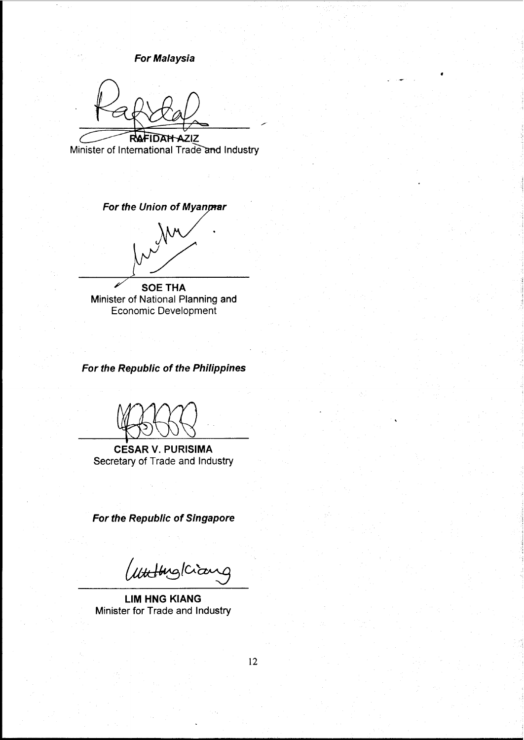***For Malaysia***

**RAFIDAH AZIZ**
Minister of International Trade and Industry

***For the Union of Myanmar***

**SOE THA**
Minister of National Planning and Economic Development

***For the Republic of the Philippines***

**CESAR V. PURISIMA**
Secretary of Trade and Industry

***For the Republic of Singapore***

**LIM HNG KIANG**
Minister for Trade and Industry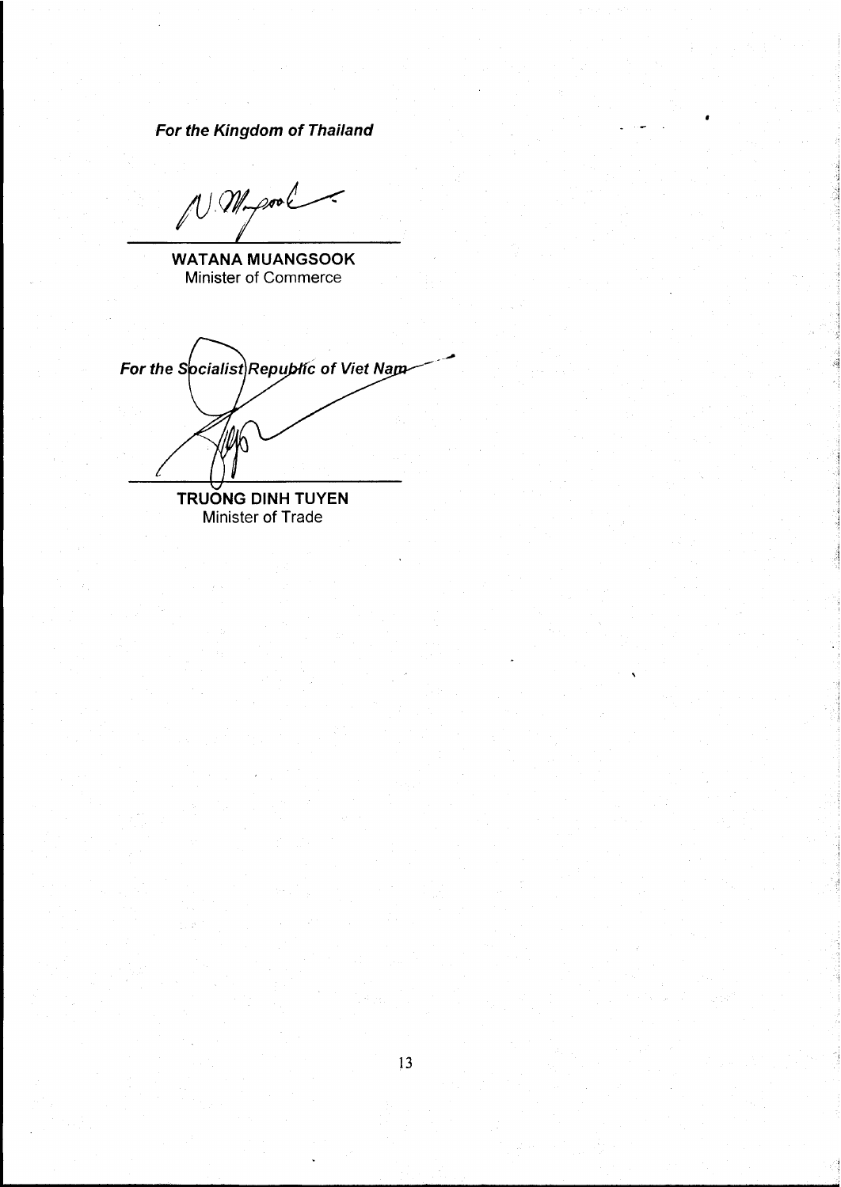***For the Kingdom of Thailand***

**WATANA MUANGSOOK**
Minister of Commerce

***For the Socialist Republic of Viet Nam***

**TRUONG DINH TUYEN**
Minister of Trade